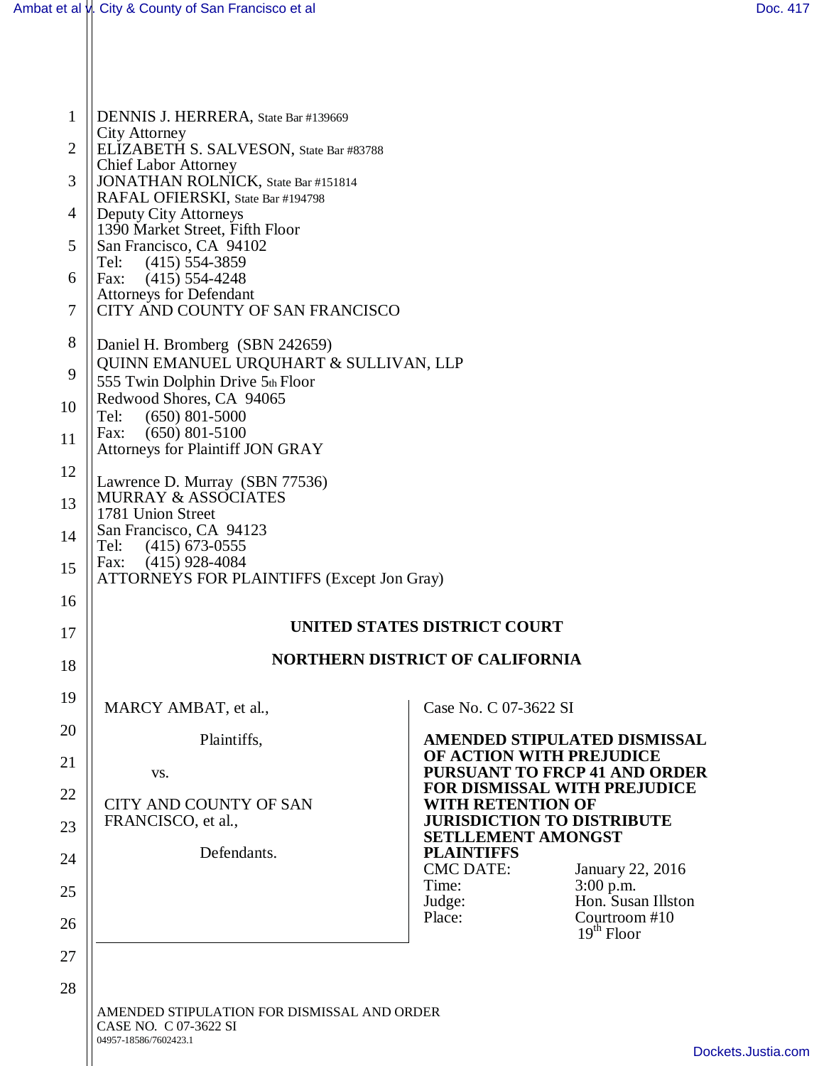DENNIS J. HERRERA, State Bar #139669
City Attorney
ELIZABETH S. SALVESON, State Bar #83788
Chief Labor Attorney
JONATHAN ROLNICK, State Bar #151814
RAFAL OFIERSKI, State Bar #194798
Deputy City Attorneys
1390 Market Street, Fifth Floor
San Francisco, CA 94102
Tel: (415) 554-3859
Fax: (415) 554-4248
Attorneys for Defendant
CITY AND COUNTY OF SAN FRANCISCO

Daniel H. Bromberg (SBN 242659)
QUINN EMANUEL URQUHART & SULLIVAN, LLP
555 Twin Dolphin Drive 5th Floor
Redwood Shores, CA 94065
Tel: (650) 801-5000
Fax: (650) 801-5100
Attorneys for Plaintiff JON GRAY

Lawrence D. Murray (SBN 77536)
MURRAY & ASSOCIATES
1781 Union Street
San Francisco, CA 94123
Tel: (415) 673-0555
Fax: (415) 928-4084
ATTORNEYS FOR PLAINTIFFS (Except Jon Gray)

**UNITED STATES DISTRICT COURT**

**NORTHERN DISTRICT OF CALIFORNIA**

MARCY AMBAT, et al.,

Plaintiffs,

vs.

CITY AND COUNTY OF SAN FRANCISCO, et al.,

Defendants.

Case No. C 07-3622 SI

**AMENDED STIPULATED DISMISSAL OF ACTION WITH PREJUDICE PURSUANT TO FRCP 41 AND ORDER FOR DISMISSAL WITH PREJUDICE WITH RETENTION OF JURISDICTION TO DISTRIBUTE SETLLEMENT AMONGST PLAINTIFFS**

| | |
|---|---|
| CMC DATE: | January 22, 2016 |
| Time: | 3:00 p.m. |
| Judge: | Hon. Susan Illston |
| Place: | Courtroom #10, 19th Floor |

AMENDED STIPULATION FOR DISMISSAL AND ORDER
CASE NO. C 07-3622 SI
04957-18586/7602423.1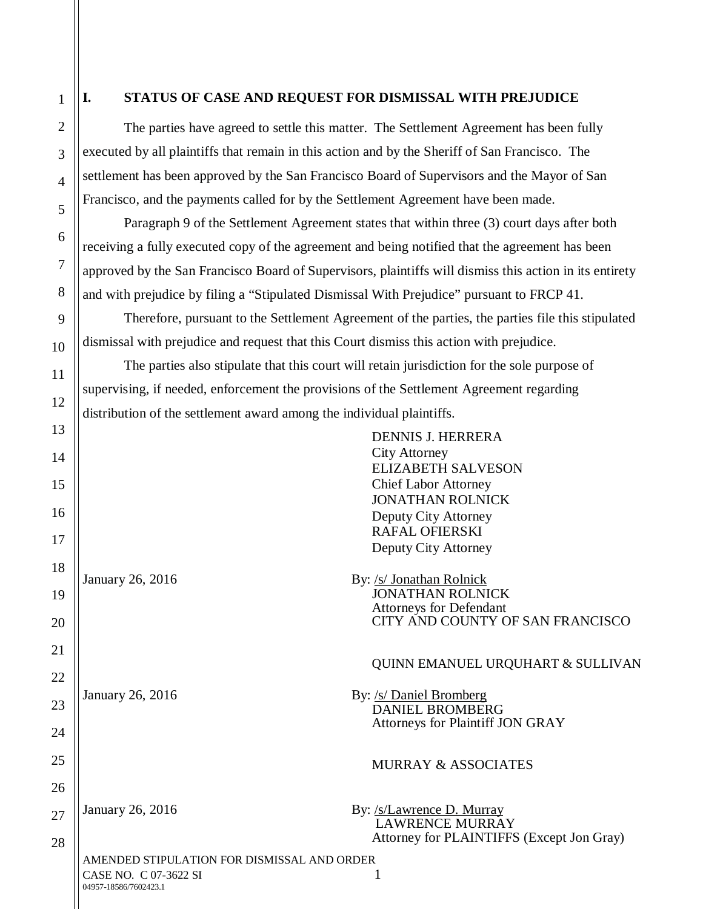## I. STATUS OF CASE AND REQUEST FOR DISMISSAL WITH PREJUDICE

The parties have agreed to settle this matter. The Settlement Agreement has been fully executed by all plaintiffs that remain in this action and by the Sheriff of San Francisco. The settlement has been approved by the San Francisco Board of Supervisors and the Mayor of San Francisco, and the payments called for by the Settlement Agreement have been made.

Paragraph 9 of the Settlement Agreement states that within three (3) court days after both receiving a fully executed copy of the agreement and being notified that the agreement has been approved by the San Francisco Board of Supervisors, plaintiffs will dismiss this action in its entirety and with prejudice by filing a "Stipulated Dismissal With Prejudice" pursuant to FRCP 41.

Therefore, pursuant to the Settlement Agreement of the parties, the parties file this stipulated dismissal with prejudice and request that this Court dismiss this action with prejudice.

The parties also stipulate that this court will retain jurisdiction for the sole purpose of supervising, if needed, enforcement the provisions of the Settlement Agreement regarding distribution of the settlement award among the individual plaintiffs.

DENNIS J. HERRERA
City Attorney
ELIZABETH SALVESON
Chief Labor Attorney
JONATHAN ROLNICK
Deputy City Attorney
RAFAL OFIERSKI
Deputy City Attorney

January 26, 2016

By: /s/ Jonathan Rolnick
JONATHAN ROLNICK
Attorneys for Defendant
CITY AND COUNTY OF SAN FRANCISCO

QUINN EMANUEL URQUHART & SULLIVAN

January 26, 2016

By: /s/ Daniel Bromberg
DANIEL BROMBERG
Attorneys for Plaintiff JON GRAY

MURRAY & ASSOCIATES

January 26, 2016

By: /s/Lawrence D. Murray
LAWRENCE MURRAY
Attorney for PLAINTIFFS (Except Jon Gray)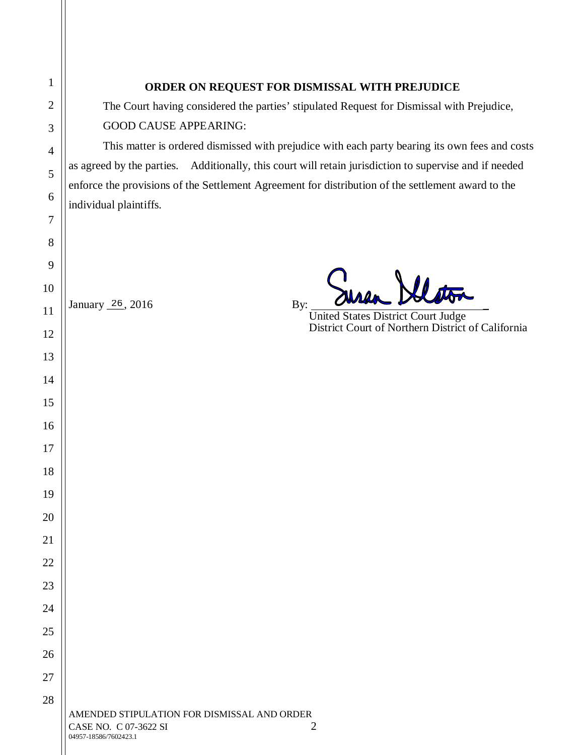**ORDER ON REQUEST FOR DISMISSAL WITH PREJUDICE**

The Court having considered the parties' stipulated Request for Dismissal with Prejudice, GOOD CAUSE APPEARING:

This matter is ordered dismissed with prejudice with each party bearing its own fees and costs as agreed by the parties. Additionally, this court will retain jurisdiction to supervise and if needed enforce the provisions of the Settlement Agreement for distribution of the settlement award to the individual plaintiffs.

January 26, 2016

By: Susan Illston
United States District Court Judge
District Court of Northern District of California

AMENDED STIPULATION FOR DISMISSAL AND ORDER
CASE NO. C 07-3622 SI
04957-18586/7602423.1